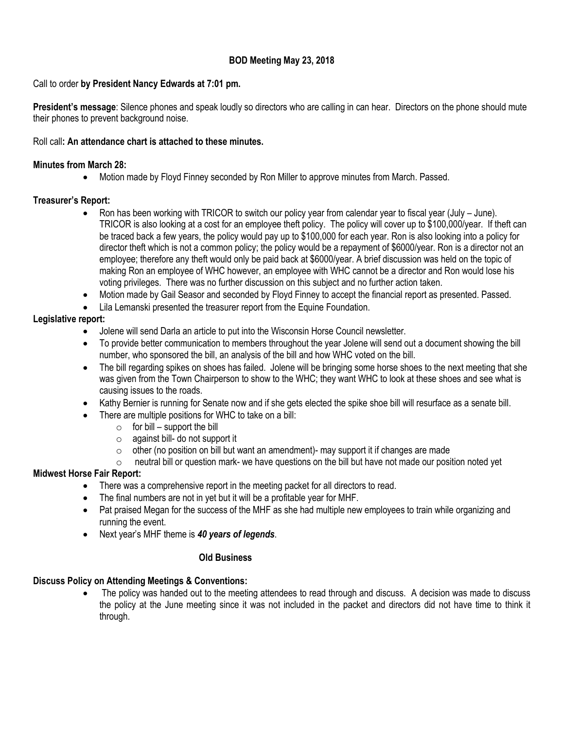**BOD Meeting May 23, 2018**

Call to order **by President Nancy Edwards at 7:01 pm.**

**President's message**: Silence phones and speak loudly so directors who are calling in can hear. Directors on the phone should mute their phones to prevent background noise.

Roll call**: An attendance chart is attached to these minutes.**

**Minutes from March 28:**

- Motion made by Floyd Finney seconded by Ron Miller to approve minutes from March. Passed.

**Treasurer's Report:**

- Ron has been working with TRICOR to switch our policy year from calendar year to fiscal year (July – June). TRICOR is also looking at a cost for an employee theft policy. The policy will cover up to $100,000/year. If theft can be traced back a few years, the policy would pay up to $100,000 for each year. Ron is also looking into a policy for director theft which is not a common policy; the policy would be a repayment of $6000/year. Ron is a director not an employee; therefore any theft would only be paid back at $6000/year. A brief discussion was held on the topic of making Ron an employee of WHC however, an employee with WHC cannot be a director and Ron would lose his voting privileges. There was no further discussion on this subject and no further action taken.
- Motion made by Gail Seasor and seconded by Floyd Finney to accept the financial report as presented. Passed.
- Lila Lemanski presented the treasurer report from the Equine Foundation.

**Legislative report:**

- Jolene will send Darla an article to put into the Wisconsin Horse Council newsletter.
- To provide better communication to members throughout the year Jolene will send out a document showing the bill number, who sponsored the bill, an analysis of the bill and how WHC voted on the bill.
- The bill regarding spikes on shoes has failed. Jolene will be bringing some horse shoes to the next meeting that she was given from the Town Chairperson to show to the WHC; they want WHC to look at these shoes and see what is causing issues to the roads.
- Kathy Bernier is running for Senate now and if she gets elected the spike shoe bill will resurface as a senate bill.
- There are multiple positions for WHC to take on a bill:
  - for bill – support the bill
  - against bill- do not support it
  - other (no position on bill but want an amendment)- may support it if changes are made
  - neutral bill or question mark- we have questions on the bill but have not made our position noted yet

**Midwest Horse Fair Report:**

- There was a comprehensive report in the meeting packet for all directors to read.
- The final numbers are not in yet but it will be a profitable year for MHF.
- Pat praised Megan for the success of the MHF as she had multiple new employees to train while organizing and running the event.
- Next year's MHF theme is ***40 years of legends***.

**Old Business**

**Discuss Policy on Attending Meetings & Conventions:**

- The policy was handed out to the meeting attendees to read through and discuss. A decision was made to discuss the policy at the June meeting since it was not included in the packet and directors did not have time to think it through.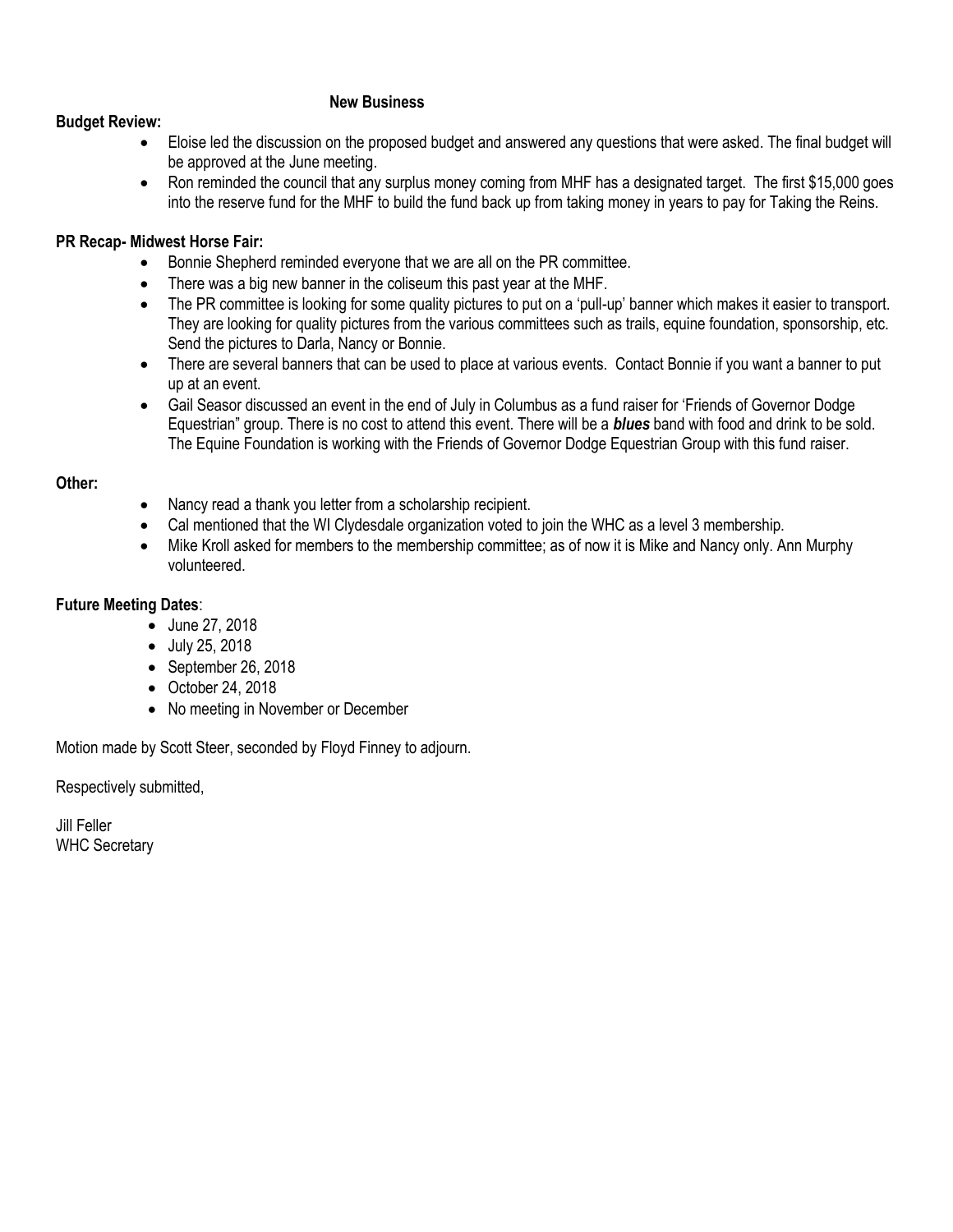## New Business

**Budget Review:**

- Eloise led the discussion on the proposed budget and answered any questions that were asked. The final budget will be approved at the June meeting.
- Ron reminded the council that any surplus money coming from MHF has a designated target. The first $15,000 goes into the reserve fund for the MHF to build the fund back up from taking money in years to pay for Taking the Reins.

**PR Recap- Midwest Horse Fair:**

- Bonnie Shepherd reminded everyone that we are all on the PR committee.
- There was a big new banner in the coliseum this past year at the MHF.
- The PR committee is looking for some quality pictures to put on a 'pull-up' banner which makes it easier to transport. They are looking for quality pictures from the various committees such as trails, equine foundation, sponsorship, etc. Send the pictures to Darla, Nancy or Bonnie.
- There are several banners that can be used to place at various events. Contact Bonnie if you want a banner to put up at an event.
- Gail Seasor discussed an event in the end of July in Columbus as a fund raiser for 'Friends of Governor Dodge Equestrian" group. There is no cost to attend this event. There will be a ***blues*** band with food and drink to be sold. The Equine Foundation is working with the Friends of Governor Dodge Equestrian Group with this fund raiser.

**Other:**

- Nancy read a thank you letter from a scholarship recipient.
- Cal mentioned that the WI Clydesdale organization voted to join the WHC as a level 3 membership.
- Mike Kroll asked for members to the membership committee; as of now it is Mike and Nancy only. Ann Murphy volunteered.

**Future Meeting Dates**:

- June 27, 2018
- July 25, 2018
- September 26, 2018
- October 24, 2018
- No meeting in November or December

Motion made by Scott Steer, seconded by Floyd Finney to adjourn.

Respectively submitted,

Jill Feller
WHC Secretary